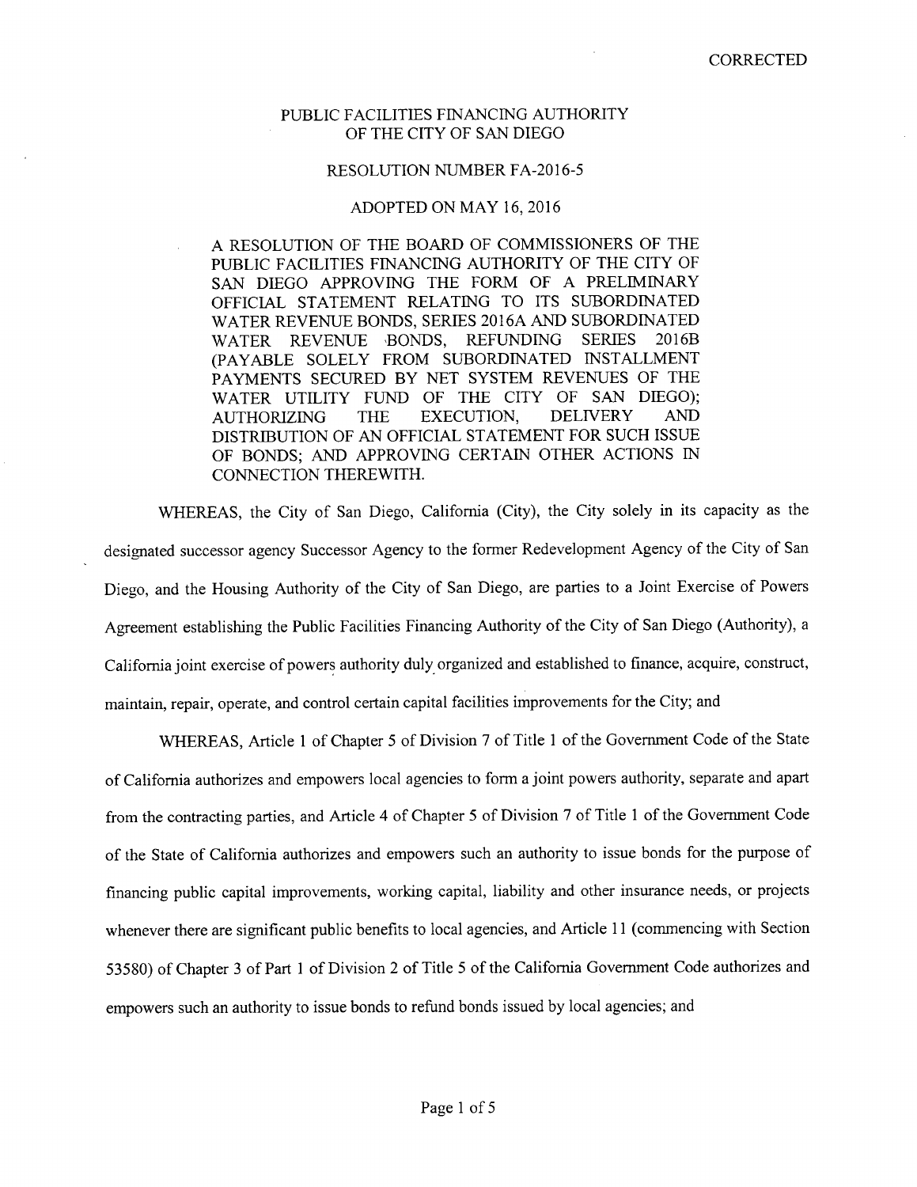CORRECTED

# PUBLIC FACILITIES FINANCING AUTHORITY OF THE CITY OF SAN DIEGO

## RESOLUTION NUMBER FA-2016-5

## ADOPTED ON MAY 16, 2016

A RESOLUTION OF THE BOARD OF COMMISSIONERS OF THE PUBLIC FACILITIES FINANCING AUTHORITY OF THE CITY OF SAN DIEGO APPROVING THE FORM OF A PRELIMINARY OFFICIAL STATEMENT RELATING TO ITS SUBORDINATED WATER REVENUE BONDS, SERIES 2016A AND SUBORDINATED WATER REVENUE BONDS, REFUNDING SERIES 2016B (PAYABLE SOLELY FROM SUBORDINATED INSTALLMENT PAYMENTS SECURED BY NET SYSTEM REVENUES OF THE WATER UTILITY FUND OF THE CITY OF SAN DIEGO); AUTHORIZING THE EXECUTION, DELIVERY AND DISTRIBUTION OF AN OFFICIAL STATEMENT FOR SUCH ISSUE OF BONDS; AND APPROVING CERTAIN OTHER ACTIONS IN CONNECTION THEREWITH.

WHEREAS, the City of San Diego, California (City), the City solely in its capacity as the designated successor agency Successor Agency to the former Redevelopment Agency of the City of San Diego, and the Housing Authority of the City of San Diego, are parties to a Joint Exercise of Powers Agreement establishing the Public Facilities Financing Authority of the City of San Diego (Authority), a California joint exercise of powers authority duly organized and established to finance, acquire, construct, maintain, repair, operate, and control certain capital facilities improvements for the City; and

WHEREAS, Article 1 of Chapter 5 of Division 7 of Title 1 of the Government Code of the State of California authorizes and empowers local agencies to form a joint powers authority, separate and apart from the contracting parties, and Article 4 of Chapter 5 of Division 7 of Title 1 of the Government Code of the State of California authorizes and empowers such an authority to issue bonds for the purpose of financing public capital improvements, working capital, liability and other insurance needs, or projects whenever there are significant public benefits to local agencies, and Article 11 (commencing with Section 53580) of Chapter 3 of Part 1 of Division 2 of Title 5 of the California Government Code authorizes and empowers such an authority to issue bonds to refund bonds issued by local agencies; and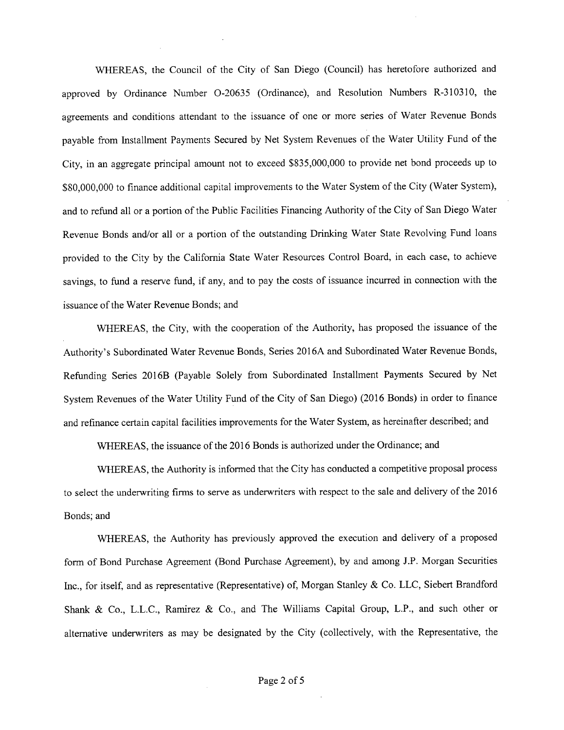WHEREAS, the Council of the City of San Diego (Council) has heretofore authorized and approved by Ordinance Number O-20635 (Ordinance), and Resolution Numbers R-310310, the agreements and conditions attendant to the issuance of one or more series of Water Revenue Bonds payable from Installment Payments Secured by Net System Revenues of the Water Utility Fund of the City, in an aggregate principal amount not to exceed $835,000,000 to provide net bond proceeds up to $80,000,000 to finance additional capital improvements to the Water System of the City (Water System), and to refund all or a portion of the Public Facilities Financing Authority of the City of San Diego Water Revenue Bonds and/or all or a portion of the outstanding Drinking Water State Revolving Fund loans provided to the City by the California State Water Resources Control Board, in each case, to achieve savings, to fund a reserve fund, if any, and to pay the costs of issuance incurred in connection with the issuance of the Water Revenue Bonds; and

WHEREAS, the City, with the cooperation of the Authority, has proposed the issuance of the Authority's Subordinated Water Revenue Bonds, Series 2016A and Subordinated Water Revenue Bonds, Refunding Series 2016B (Payable Solely from Subordinated Installment Payments Secured by Net System Revenues of the Water Utility Fund of the City of San Diego) (2016 Bonds) in order to finance and refinance certain capital facilities improvements for the Water System, as hereinafter described; and

WHEREAS, the issuance of the 2016 Bonds is authorized under the Ordinance; and

WHEREAS, the Authority is informed that the City has conducted a competitive proposal process to select the underwriting firms to serve as underwriters with respect to the sale and delivery of the 2016 Bonds; and

WHEREAS, the Authority has previously approved the execution and delivery of a proposed form of Bond Purchase Agreement (Bond Purchase Agreement), by and among J.P. Morgan Securities Inc., for itself, and as representative (Representative) of, Morgan Stanley & Co. LLC, Siebert Brandford Shank & Co., L.L.C., Ramirez & Co., and The Williams Capital Group, L.P., and such other or alternative underwriters as may be designated by the City (collectively, with the Representative, the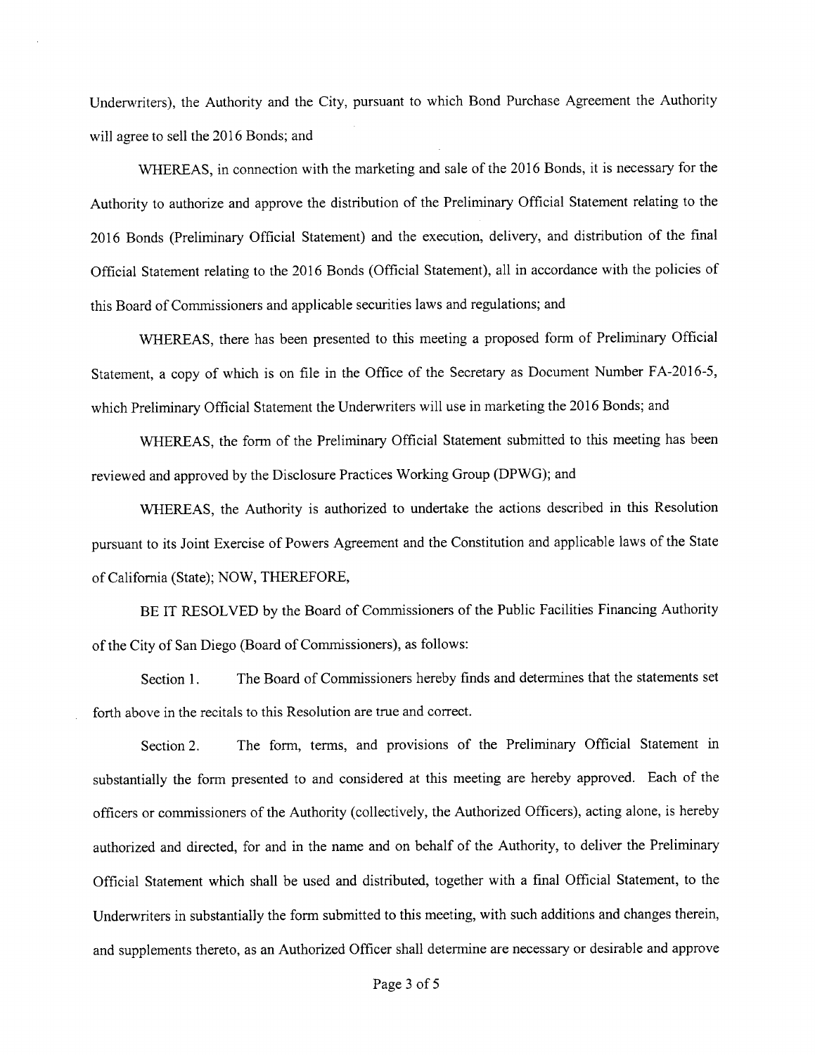Underwriters), the Authority and the City, pursuant to which Bond Purchase Agreement the Authority will agree to sell the 2016 Bonds; and

WHEREAS, in connection with the marketing and sale of the 2016 Bonds, it is necessary for the Authority to authorize and approve the distribution of the Preliminary Official Statement relating to the 2016 Bonds (Preliminary Official Statement) and the execution, delivery, and distribution of the final Official Statement relating to the 2016 Bonds (Official Statement), all in accordance with the policies of this Board of Commissioners and applicable securities laws and regulations; and

WHEREAS, there has been presented to this meeting a proposed form of Preliminary Official Statement, a copy of which is on file in the Office of the Secretary as Document Number FA-2016-5, which Preliminary Official Statement the Underwriters will use in marketing the 2016 Bonds; and

WHEREAS, the form of the Preliminary Official Statement submitted to this meeting has been reviewed and approved by the Disclosure Practices Working Group (DPWG); and

WHEREAS, the Authority is authorized to undertake the actions described in this Resolution pursuant to its Joint Exercise of Powers Agreement and the Constitution and applicable laws of the State of California (State); NOW, THEREFORE,

BE IT RESOLVED by the Board of Commissioners of the Public Facilities Financing Authority of the City of San Diego (Board of Commissioners), as follows:

Section 1. The Board of Commissioners hereby finds and determines that the statements set forth above in the recitals to this Resolution are true and correct.

Section 2. The form, terms, and provisions of the Preliminary Official Statement in substantially the form presented to and considered at this meeting are hereby approved. Each of the officers or commissioners of the Authority (collectively, the Authorized Officers), acting alone, is hereby authorized and directed, for and in the name and on behalf of the Authority, to deliver the Preliminary Official Statement which shall be used and distributed, together with a final Official Statement, to the Underwriters in substantially the form submitted to this meeting, with such additions and changes therein, and supplements thereto, as an Authorized Officer shall determine are necessary or desirable and approve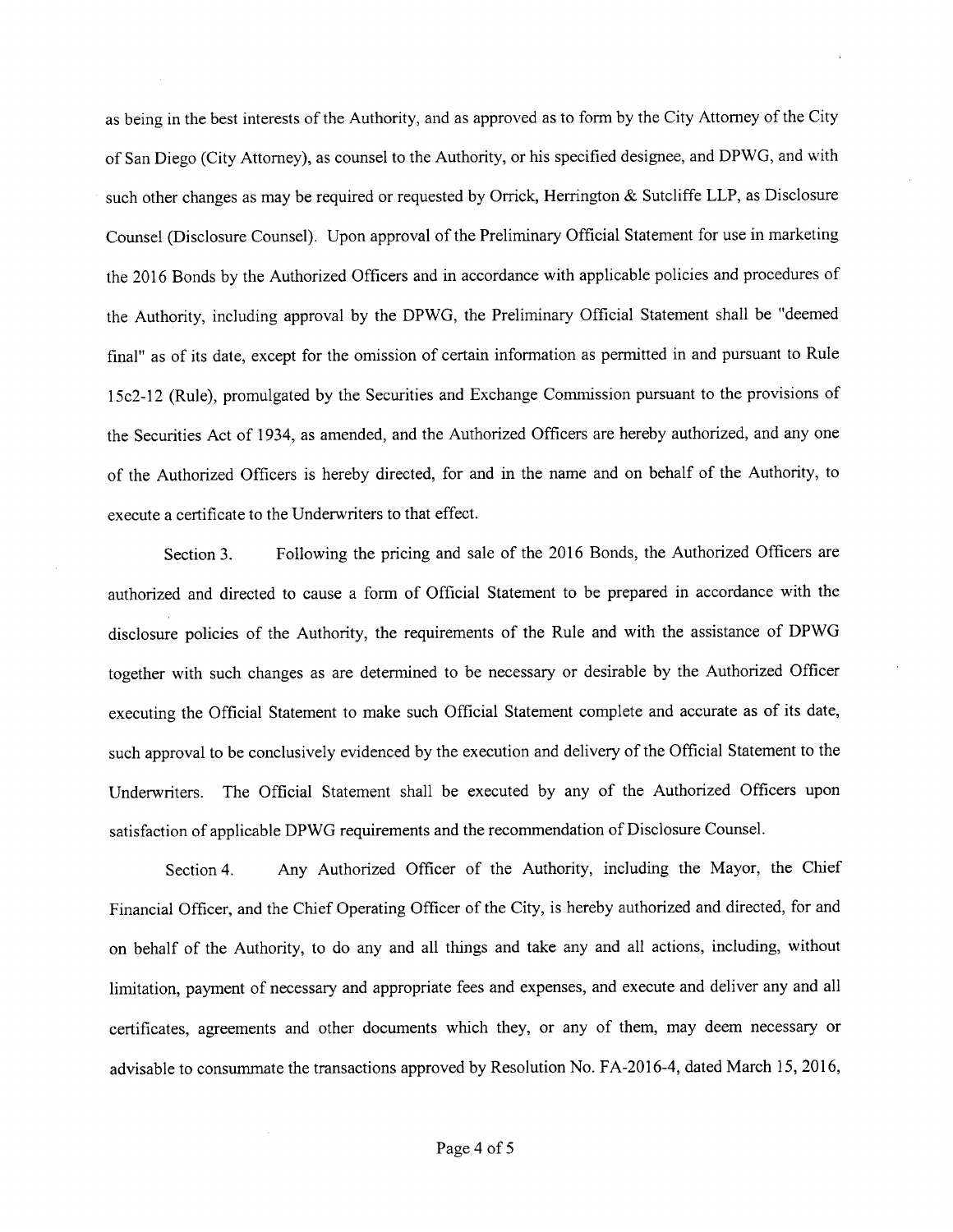as being in the best interests of the Authority, and as approved as to form by the City Attorney of the City of San Diego (City Attorney), as counsel to the Authority, or his specified designee, and DPWG, and with such other changes as may be required or requested by Orrick, Herrington & Sutcliffe LLP, as Disclosure Counsel (Disclosure Counsel). Upon approval of the Preliminary Official Statement for use in marketing the 2016 Bonds by the Authorized Officers and in accordance with applicable policies and procedures of the Authority, including approval by the DPWG, the Preliminary Official Statement shall be "deemed final" as of its date, except for the omission of certain information as permitted in and pursuant to Rule 15c2-12 (Rule), promulgated by the Securities and Exchange Commission pursuant to the provisions of the Securities Act of 1934, as amended, and the Authorized Officers are hereby authorized, and any one of the Authorized Officers is hereby directed, for and in the name and on behalf of the Authority, to execute a certificate to the Underwriters to that effect.

Section 3. Following the pricing and sale of the 2016 Bonds, the Authorized Officers are authorized and directed to cause a form of Official Statement to be prepared in accordance with the disclosure policies of the Authority, the requirements of the Rule and with the assistance of DPWG together with such changes as are determined to be necessary or desirable by the Authorized Officer executing the Official Statement to make such Official Statement complete and accurate as of its date, such approval to be conclusively evidenced by the execution and delivery of the Official Statement to the Underwriters. The Official Statement shall be executed by any of the Authorized Officers upon satisfaction of applicable DPWG requirements and the recommendation of Disclosure Counsel.

Section 4. Any Authorized Officer of the Authority, including the Mayor, the Chief Financial Officer, and the Chief Operating Officer of the City, is hereby authorized and directed, for and on behalf of the Authority, to do any and all things and take any and all actions, including, without limitation, payment of necessary and appropriate fees and expenses, and execute and deliver any and all certificates, agreements and other documents which they, or any of them, may deem necessary or advisable to consummate the transactions approved by Resolution No. FA-2016-4, dated March 15, 2016,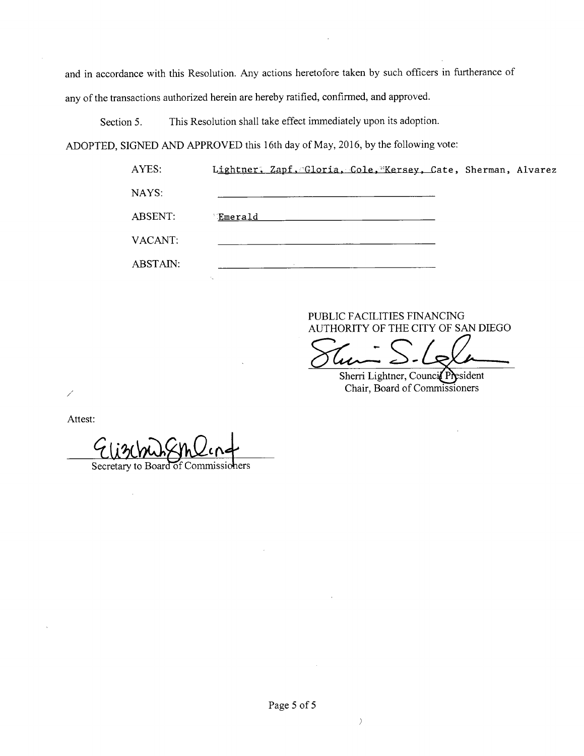and in accordance with this Resolution. Any actions heretofore taken by such officers in furtherance of any of the transactions authorized herein are hereby ratified, confirmed, and approved.

Section 5. This Resolution shall take effect immediately upon its adoption.

ADOPTED, SIGNED AND APPROVED this 16th day of May, 2016, by the following vote:

| | |
|---|---|
| AYES: | Lightner, Zapf, Gloria, Cole, Kersey, Cate, Sherman, Alvarez |
| NAYS: | |
| ABSENT: | Emerald |
| VACANT: | |
| ABSTAIN: | |

PUBLIC FACILITIES FINANCING
AUTHORITY OF THE CITY OF SAN DIEGO

Sherri Lightner, Council President
Chair, Board of Commissioners

Attest:

Secretary to Board of Commissioners